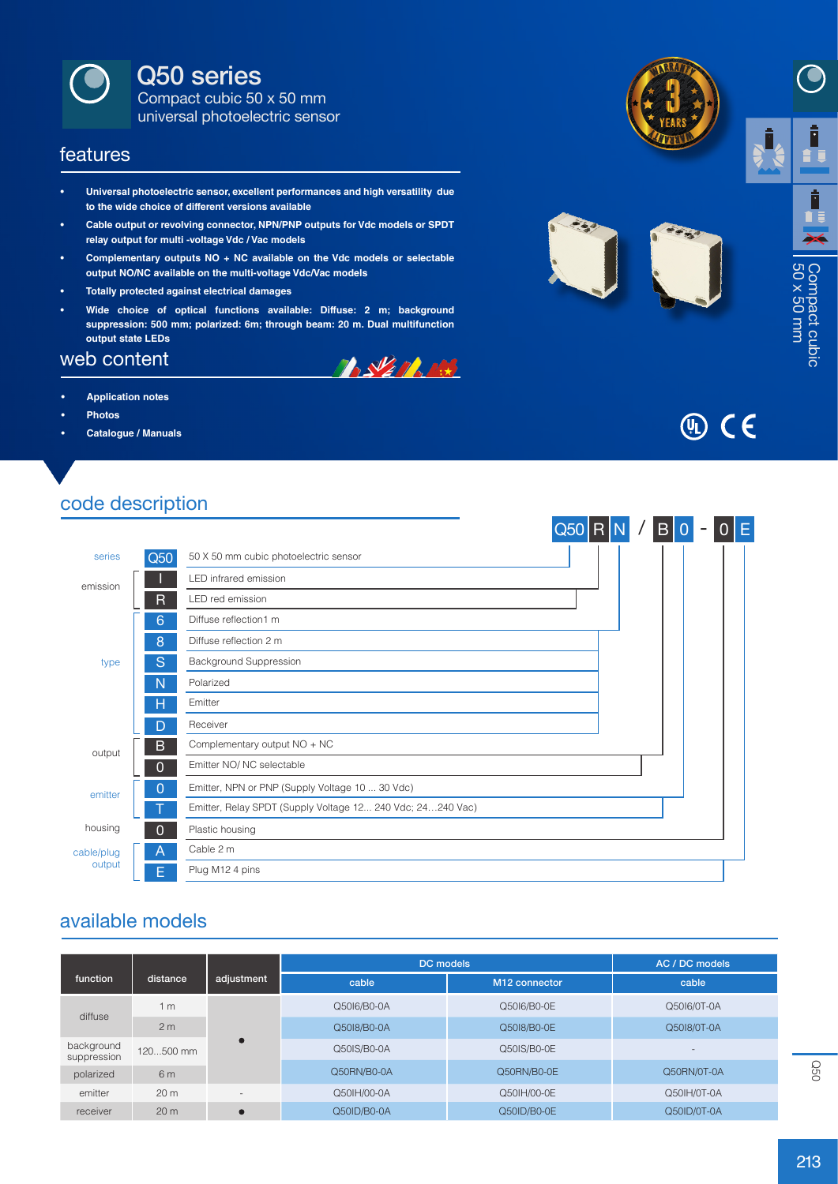# Q50 series

Compact cubic 50 x 50 mm universal photoelectric sensor

## features

- **Universal photoelectric sensor, excellent performances and high versatility due to the wide choice of different versions available**
- **Cable output or revolving connector, NPN/PNP outputs for Vdc models or SPDT relay output for multi -voltage Vdc / Vac models**
- **Complementary outputs NO + NC available on the Vdc models or selectable output NO/NC available on the multi-voltage Vdc/Vac models**
- **Totally protected against electrical damages**
- **Wide choice of optical functions available: Diffuse: 2 m; background suppression: 500 mm; polarized: 6m; through beam: 20 m. Dual multifunction output state LEDs**

## web content

- **Application notes**
- **Photos**
- **Catalogue / Manuals**

Compact cubic 50 x 50 mm

## code description

Q50 R N / B 0 - 0 E

| | code | description |
|---|---|---|
| series | Q50 | 50 X 50 mm cubic photoelectric sensor |
| emission | I | LED infrared emission |
| | R | LED red emission |
| type | 6 | Diffuse reflection1 m |
| | 8 | Diffuse reflection 2 m |
| | S | Background Suppression |
| | N | Polarized |
| | H | Emitter |
| | D | Receiver |
| output | B | Complementary output NO + NC |
| | 0 | Emitter NO/ NC selectable |
| emitter | 0 | Emitter, NPN or PNP (Supply Voltage 10 ... 30 Vdc) |
| | T | Emitter, Relay SPDT (Supply Voltage 12... 240 Vdc; 24…240 Vac) |
| housing | 0 | Plastic housing |
| cable/plug output | A | Cable 2 m |
| | E | Plug M12 4 pins |

## available models

| function | distance | adjustment | DC models | | AC / DC models |
|---|---|---|---|---|---|
| | | | cable | M12 connector | cable |
| diffuse | 1 m | • | Q50I6/B0-0A | Q50I6/B0-0E | Q50I6/0T-0A |
| diffuse | 2 m | • | Q50I8/B0-0A | Q50I8/B0-0E | Q50I8/0T-0A |
| background suppression | 120...500 mm | • | Q50IS/B0-0A | Q50IS/B0-0E | - |
| polarized | 6 m | • | Q50RN/B0-0A | Q50RN/B0-0E | Q50RN/0T-0A |
| emitter | 20 m | - | Q50IH/00-0A | Q50IH/00-0E | Q50IH/0T-0A |
| receiver | 20 m | • | Q50ID/B0-0A | Q50ID/B0-0E | Q50ID/0T-0A |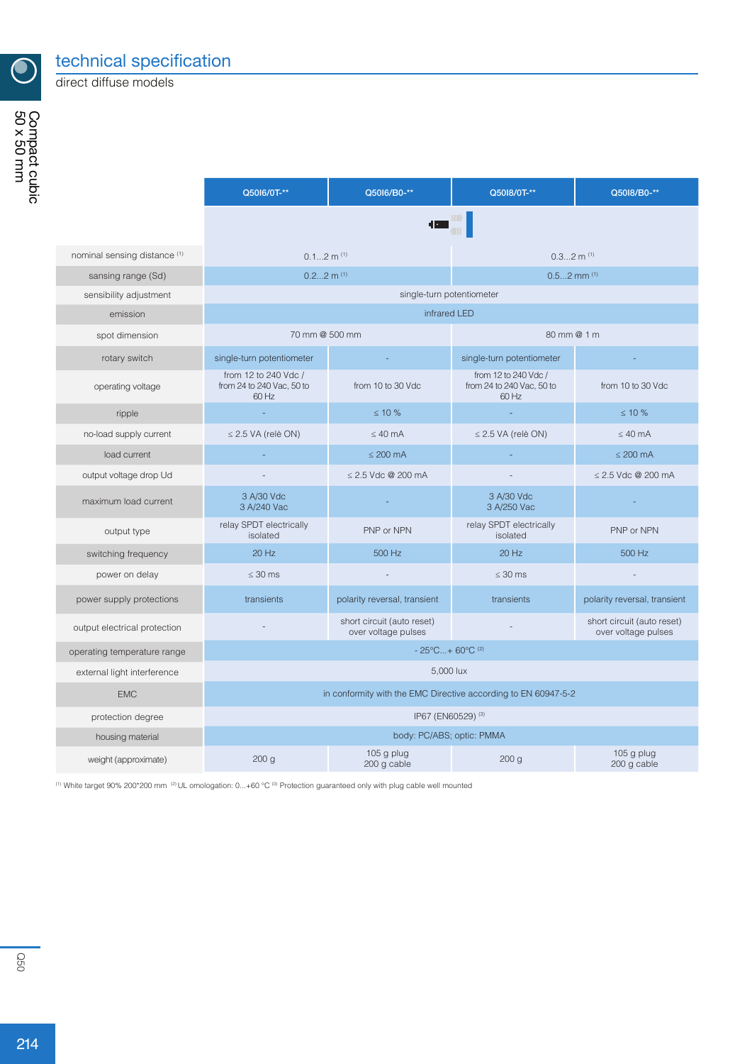# technical specification

direct diffuse models

| | Q50I6/0T-** | Q50I6/B0-** | Q50I8/0T-** | Q50I8/B0-** |
|---|---|---|---|---|
| nominal sensing distance [1] | 0.1...2 m [1] | | 0.3...2 m [1] | |
| sansing range (Sd) | 0.2...2 m [1] | | 0.5...2 mm [1] | |
| sensibility adjustment | single-turn potentiometer | | | |
| emission | infrared LED | | | |
| spot dimension | 70 mm @ 500 mm | | 80 mm @ 1 m | |
| rotary switch | single-turn potentiometer | - | single-turn potentiometer | - |
| operating voltage | from 12 to 240 Vdc / from 24 to 240 Vac, 50 to 60 Hz | from 10 to 30 Vdc | from 12 to 240 Vdc / from 24 to 240 Vac, 50 to 60 Hz | from 10 to 30 Vdc |
| ripple | - | ≤ 10 % | - | ≤ 10 % |
| no-load supply current | ≤ 2.5 VA (relè ON) | ≤ 40 mA | ≤ 2.5 VA (relè ON) | ≤ 40 mA |
| load current | - | ≤ 200 mA | - | ≤ 200 mA |
| output voltage drop Ud | - | ≤ 2.5 Vdc @ 200 mA | - | ≤ 2.5 Vdc @ 200 mA |
| maximum load current | 3 A/30 Vdc<br>3 A/240 Vac | - | 3 A/30 Vdc<br>3 A/250 Vac | - |
| output type | relay SPDT electrically isolated | PNP or NPN | relay SPDT electrically isolated | PNP or NPN |
| switching frequency | 20 Hz | 500 Hz | 20 Hz | 500 Hz |
| power on delay | ≤ 30 ms | - | ≤ 30 ms | - |
| power supply protections | transients | polarity reversal, transient | transients | polarity reversal, transient |
| output electrical protection | - | short circuit (auto reset)<br>over voltage pulses | - | short circuit (auto reset)<br>over voltage pulses |
| operating temperature range | - 25°C...+ 60°C [2] | | | |
| external light interference | 5,000 lux | | | |
| EMC | in conformity with the EMC Directive according to EN 60947-5-2 | | | |
| protection degree | IP67 (EN60529) [3] | | | |
| housing material | body: PC/ABS; optic: PMMA | | | |
| weight (approximate) | 200 g | 105 g plug<br>200 g cable | 200 g | 105 g plug<br>200 g cable |

[1] White target 90% 200*200 mm [2] UL omologation: 0...+60 °C [3] Protection guaranteed only with plug cable well mounted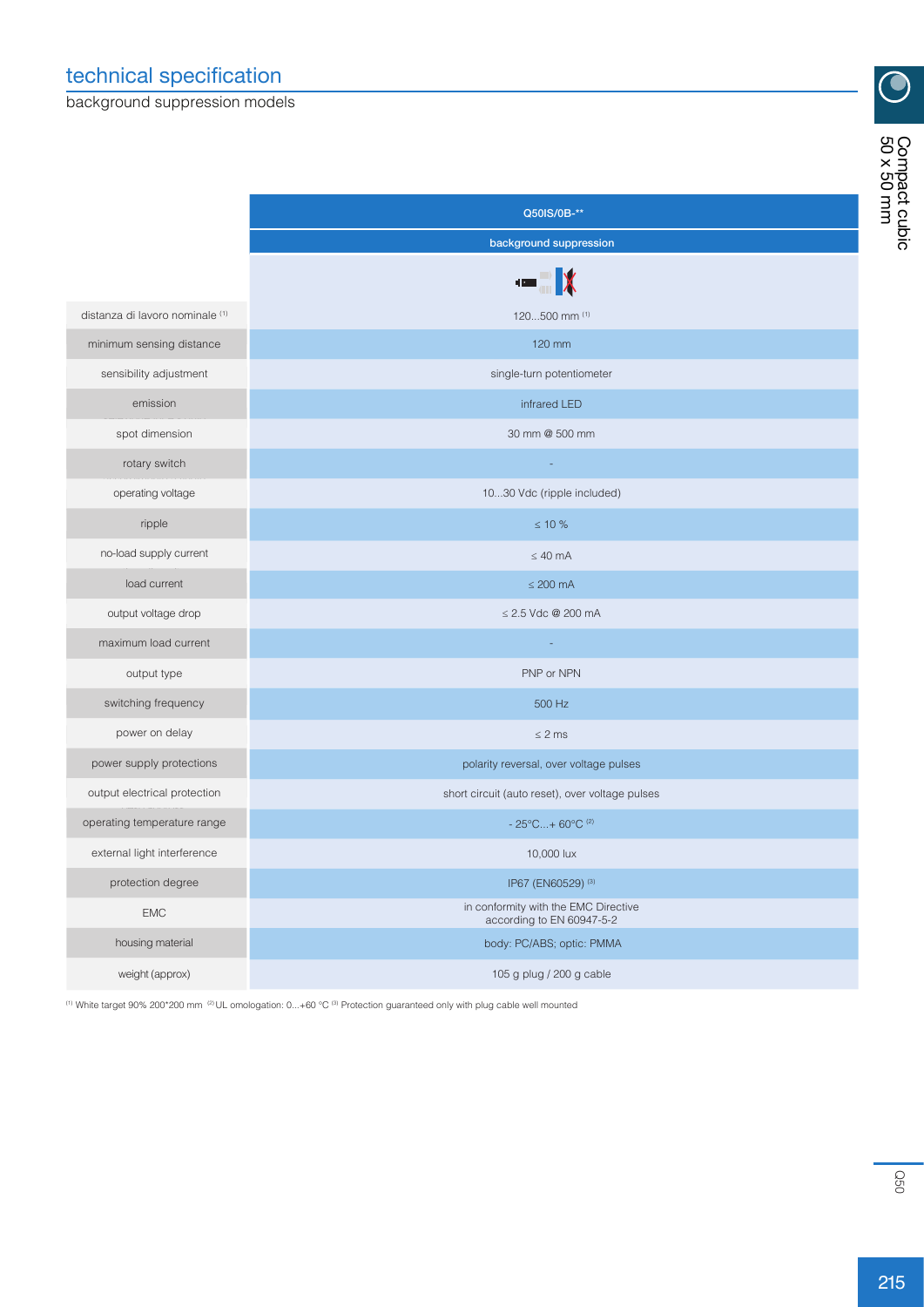# technical specification

## background suppression models

| | Q50IS/0B-** |
|---|---|
| | background suppression |
| distanza di lavoro nominale [1] | 120...500 mm [1] |
| minimum sensing distance | 120 mm |
| sensibility adjustment | single-turn potentiometer |
| emission | infrared LED |
| spot dimension | 30 mm @ 500 mm |
| rotary switch | - |
| operating voltage | 10...30 Vdc (ripple included) |
| ripple | ≤ 10 % |
| no-load supply current | ≤ 40 mA |
| load current | ≤ 200 mA |
| output voltage drop | ≤ 2.5 Vdc @ 200 mA |
| maximum load current | - |
| output type | PNP or NPN |
| switching frequency | 500 Hz |
| power on delay | ≤ 2 ms |
| power supply protections | polarity reversal, over voltage pulses |
| output electrical protection | short circuit (auto reset), over voltage pulses |
| operating temperature range | - 25°C...+ 60°C [2] |
| external light interference | 10,000 lux |
| protection degree | IP67 (EN60529) [3] |
| EMC | in conformity with the EMC Directive according to EN 60947-5-2 |
| housing material | body: PC/ABS; optic: PMMA |
| weight (approx) | 105 g plug / 200 g cable |

[1] White target 90% 200*200 mm [2] UL omologation: 0...+60 °C [3] Protection guaranteed only with plug cable well mounted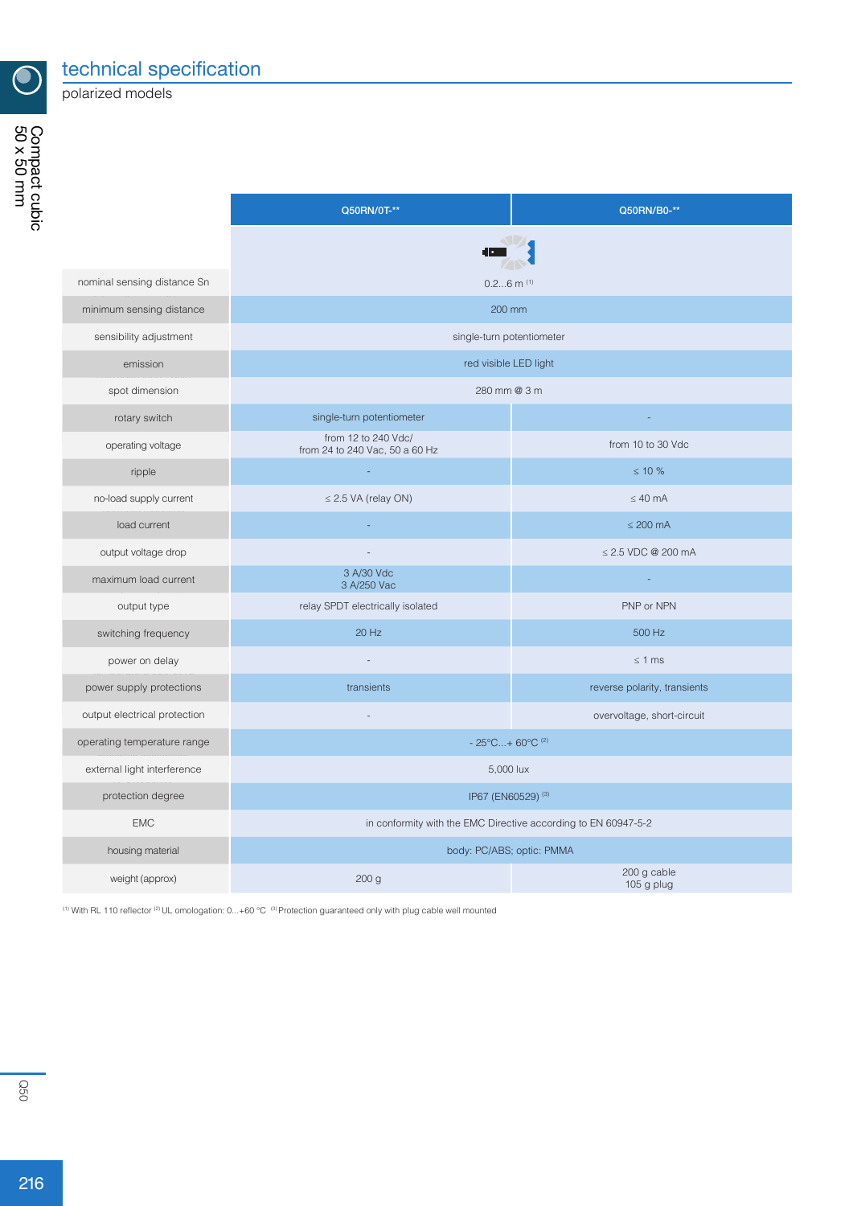# technical specification

polarized models

| | Q50RN/0T-** | Q50RN/B0-** |
|---|---|---|
| nominal sensing distance Sn | 0.2...6 m [1] | |
| minimum sensing distance | 200 mm | |
| sensibility adjustment | single-turn potentiometer | |
| emission | red visible LED light | |
| spot dimension | 280 mm @ 3 m | |
| rotary switch | single-turn potentiometer | - |
| operating voltage | from 12 to 240 Vdc/ from 24 to 240 Vac, 50 a 60 Hz | from 10 to 30 Vdc |
| ripple | - | ≤ 10 % |
| no-load supply current | ≤ 2.5 VA (relay ON) | ≤ 40 mA |
| load current | - | ≤ 200 mA |
| output voltage drop | - | ≤ 2.5 VDC @ 200 mA |
| maximum load current | 3 A/30 Vdc 3 A/250 Vac | - |
| output type | relay SPDT electrically isolated | PNP or NPN |
| switching frequency | 20 Hz | 500 Hz |
| power on delay | - | ≤ 1 ms |
| power supply protections | transients | reverse polarity, transients |
| output electrical protection | - | overvoltage, short-circuit |
| operating temperature range | - 25°C...+ 60°C [2] | |
| external light interference | 5,000 lux | |
| protection degree | IP67 (EN60529) [3] | |
| EMC | in conformity with the EMC Directive according to EN 60947-5-2 | |
| housing material | body: PC/ABS; optic: PMMA | |
| weight (approx) | 200 g | 200 g cable 105 g plug |

[1] With RL 110 reflector [2] UL omologation: 0...+60 °C [3] Protection guaranteed only with plug cable well mounted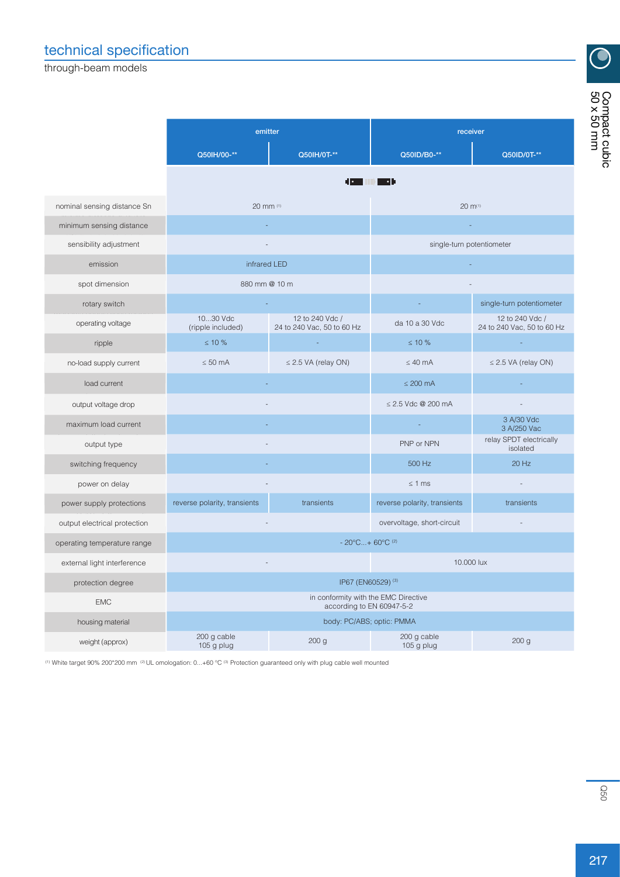## technical specification

through-beam models

| | emitter | | receiver | |
|---|---|---|---|---|
| | Q50IH/00-** | Q50IH/0T-** | Q50ID/B0-** | Q50ID/0T-** |
| nominal sensing distance Sn | 20 mm [1] | | 20 m[1] | |
| minimum sensing distance | - | | - | |
| sensibility adjustment | - | | single-turn potentiometer | |
| emission | infrared LED | | - | |
| spot dimension | 880 mm @ 10 m | | - | |
| rotary switch | - | | - | single-turn potentiometer |
| operating voltage | 10...30 Vdc (ripple included) | 12 to 240 Vdc / 24 to 240 Vac, 50 to 60 Hz | da 10 a 30 Vdc | 12 to 240 Vdc / 24 to 240 Vac, 50 to 60 Hz |
| ripple | ≤ 10 % | - | ≤ 10 % | - |
| no-load supply current | ≤ 50 mA | ≤ 2.5 VA (relay ON) | ≤ 40 mA | ≤ 2.5 VA (relay ON) |
| load current | - | | ≤ 200 mA | - |
| output voltage drop | - | | ≤ 2.5 Vdc @ 200 mA | - |
| maximum load current | - | | - | 3 A/30 Vdc 3 A/250 Vac |
| output type | - | | PNP or NPN | relay SPDT electrically isolated |
| switching frequency | - | | 500 Hz | 20 Hz |
| power on delay | - | | ≤ 1 ms | - |
| power supply protections | reverse polarity, transients | transients | reverse polarity, transients | transients |
| output electrical protection | - | | overvoltage, short-circuit | - |
| operating temperature range | - 20°C...+ 60°C [2] | | | |
| external light interference | - | | 10.000 lux | |
| protection degree | IP67 (EN60529) [3] | | | |
| EMC | in conformity with the EMC Directive according to EN 60947-5-2 | | | |
| housing material | body: PC/ABS; optic: PMMA | | | |
| weight (approx) | 200 g cable 105 g plug | 200 g | 200 g cable 105 g plug | 200 g |

[1] White target 90% 200*200 mm [2] UL omologation: 0...+60 °C [3] Protection guaranteed only with plug cable well mounted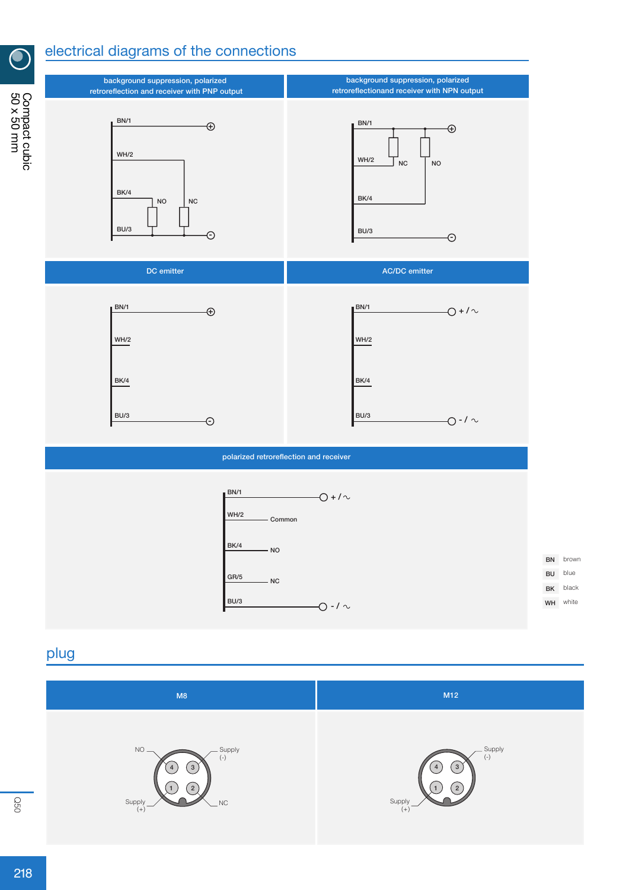## electrical diagrams of the connections

**background suppression, polarized retroreflection and receiver with PNP output**

BN/1 ⊕

WH/2

BK/4 NO NC

BU/3 ⊖

**background suppression, polarized retroreflectionand receiver with NPN output**

BN/1 ⊕

WH/2 NC NO

BK/4

BU/3 ⊖

**DC emitter**

BN/1 ⊕

WH/2

BK/4

BU/3 ⊖

**AC/DC emitter**

BN/1 + / ∼

WH/2

BK/4

BU/3 - / ∼

**polarized retroreflection and receiver**

BN/1 + / ∼

WH/2 Common

BK/4 NO

GR/5 NC

BU/3 - / ∼

| | |
|---|---|
| BN | brown |
| BU | blue |
| BK | black |
| WH | white |

## plug

**M8**

NO (4), Supply (-) (3), Supply (+) (1), NC (2)

**M12**

Supply (-) (3), Supply (+) (1), 4, 2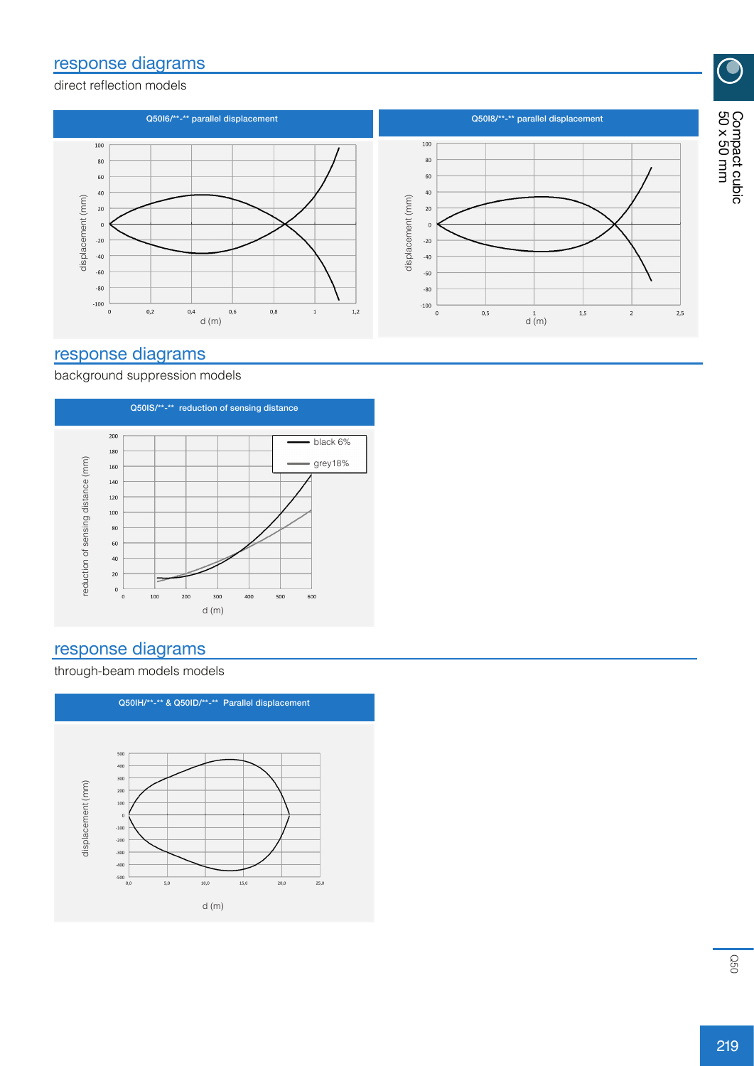## response diagrams

direct reflection models

**Q50I6/\*\*-\*\* parallel displacement**

**Q50I8/\*\*-\*\* parallel displacement**

## response diagrams

background suppression models

**Q50IS/\*\*-\*\* reduction of sensing distance**

## response diagrams

through-beam models models

**Q50IH/\*\*-\*\* & Q50ID/\*\*-\*\* Parallel displacement**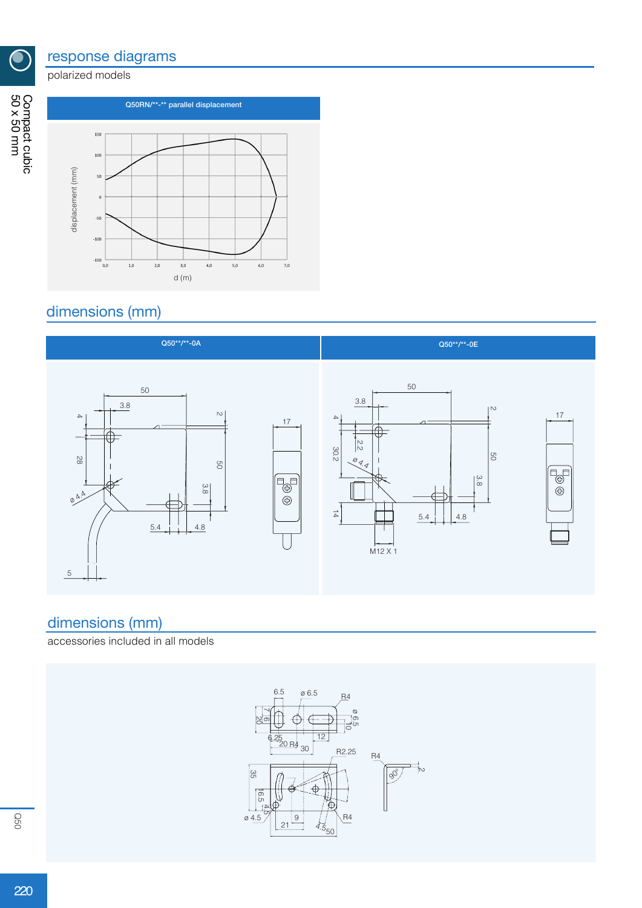## response diagrams

polarized models

Q50RN/**-** parallel displacement

displacement (mm)

150
100
50
0
-50
-100
-150

0,0
1,0
2,0
3,0
4,0
5,0
6,0
7,0

d (m)

## dimensions (mm)

Q50**/**-0A

50
3.8
4
2
28
50
3.8
ø 4.4
5.4
4.8
5
17

Q50**/**-0E

50
3.8
4
2
2.2
30.2
50
ø 4.4
3.8
14
5.4
4.8
M12 X 1
17

## dimensions (mm)

accessories included in all models

6.5
ø 6.5
R4
7
6
20
ø 6.5
10
6.25
12
20 R4
30
R2.25
R4
2
90°
35
16.5
4.5
ø 4.5
21
9
R4
4.5
50